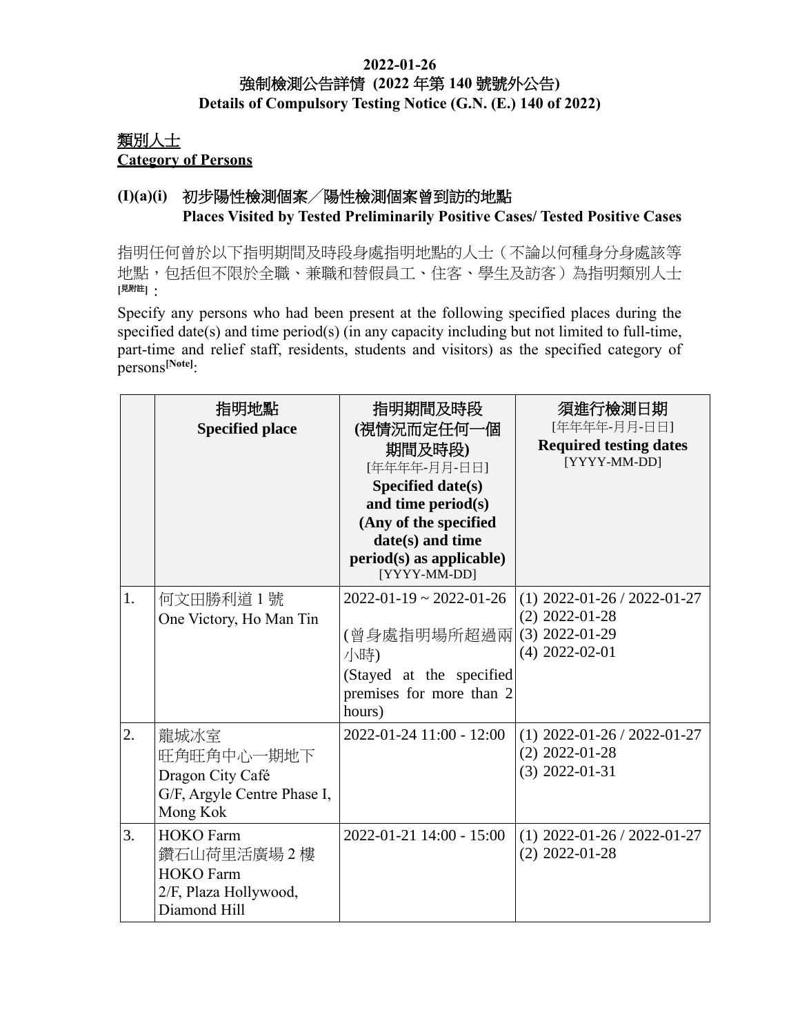**2022-01-26**

**強制檢測公告詳情 (2022 年第 140 號號外公告)**

**Details of Compulsory Testing Notice (G.N. (E.) 140 of 2022)**

## 類別人士
## Category of Persons

### (I)(a)(i) 初步陽性檢測個案／陽性檢測個案曾到訪的地點 Places Visited by Tested Preliminarily Positive Cases/ Tested Positive Cases

指明任何曾於以下指明期間及時段身處指明地點的人士（不論以何種身分身處該等地點，包括但不限於全職、兼職和替假員工、住客、學生及訪客）為指明類別人士[見附註]：

Specify any persons who had been present at the following specified places during the specified date(s) and time period(s) (in any capacity including but not limited to full-time, part-time and relief staff, residents, students and visitors) as the specified category of persons[Note]:

| | 指明地點 Specified place | 指明期間及時段 (視情況而定任何一個期間及時段) [年年年年-月月-日日] Specified date(s) and time period(s) (Any of the specified date(s) and time period(s) as applicable) [YYYY-MM-DD] | 須進行檢測日期 [年年年年-月月-日日] Required testing dates [YYYY-MM-DD] |
|---|---|---|---|
| 1. | 何文田勝利道 1 號<br>One Victory, Ho Man Tin | 2022-01-19 ~ 2022-01-26<br>(曾身處指明場所超過兩小時)<br>(Stayed at the specified premises for more than 2 hours) | (1) 2022-01-26 / 2022-01-27<br>(2) 2022-01-28<br>(3) 2022-01-29<br>(4) 2022-02-01 |
| 2. | 龍城冰室<br>旺角旺角中心一期地下<br>Dragon City Café<br>G/F, Argyle Centre Phase I, Mong Kok | 2022-01-24 11:00 - 12:00 | (1) 2022-01-26 / 2022-01-27<br>(2) 2022-01-28<br>(3) 2022-01-31 |
| 3. | HOKO Farm<br>鑽石山荷里活廣場 2 樓<br>HOKO Farm<br>2/F, Plaza Hollywood, Diamond Hill | 2022-01-21 14:00 - 15:00 | (1) 2022-01-26 / 2022-01-27<br>(2) 2022-01-28 |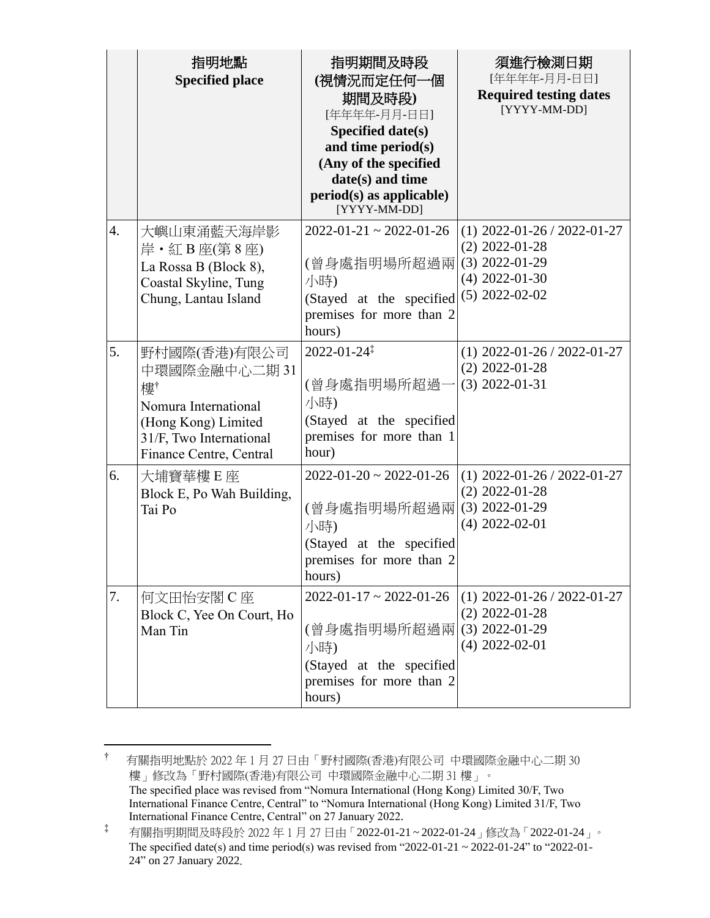| | 指明地點<br>**Specified place** | 指明期間及時段<br>**(視情況而定任何一個期間及時段)**<br>[年年年年-月月-日日]<br>**Specified date(s) and time period(s) (Any of the specified date(s) and time period(s) as applicable)**<br>[YYYY-MM-DD] | 須進行檢測日期<br>[年年年年-月月-日日]<br>**Required testing dates**<br>[YYYY-MM-DD] |
|---|---|---|---|
| 4. | 大嶼山東涌藍天海岸影岸・紅 B 座(第 8 座)<br>La Rossa B (Block 8), Coastal Skyline, Tung Chung, Lantau Island | 2022-01-21 ~ 2022-01-26<br><br>(曾身處指明場所超過兩小時)<br>(Stayed at the specified premises for more than 2 hours) | (1) 2022-01-26 / 2022-01-27<br>(2) 2022-01-28<br>(3) 2022-01-29<br>(4) 2022-01-30<br>(5) 2022-02-02 |
| 5. | 野村國際(香港)有限公司 中環國際金融中心二期 31 樓[†]<br>Nomura International (Hong Kong) Limited 31/F, Two International Finance Centre, Central | 2022-01-24[‡]<br><br>(曾身處指明場所超過一小時)<br>(Stayed at the specified premises for more than 1 hour) | (1) 2022-01-26 / 2022-01-27<br>(2) 2022-01-28<br>(3) 2022-01-31 |
| 6. | 大埔寶華樓 E 座<br>Block E, Po Wah Building, Tai Po | 2022-01-20 ~ 2022-01-26<br><br>(曾身處指明場所超過兩小時)<br>(Stayed at the specified premises for more than 2 hours) | (1) 2022-01-26 / 2022-01-27<br>(2) 2022-01-28<br>(3) 2022-01-29<br>(4) 2022-02-01 |
| 7. | 何文田怡安閣 C 座<br>Block C, Yee On Court, Ho Man Tin | 2022-01-17 ~ 2022-01-26<br><br>(曾身處指明場所超過兩小時)<br>(Stayed at the specified premises for more than 2 hours) | (1) 2022-01-26 / 2022-01-27<br>(2) 2022-01-28<br>(3) 2022-01-29<br>(4) 2022-02-01 |

[†] 有關指明地點於 2022 年 1 月 27 日由「野村國際(香港)有限公司 中環國際金融中心二期 30 樓」修改為「野村國際(香港)有限公司 中環國際金融中心二期 31 樓」。
The specified place was revised from "Nomura International (Hong Kong) Limited 30/F, Two International Finance Centre, Central" to "Nomura International (Hong Kong) Limited 31/F, Two International Finance Centre, Central" on 27 January 2022.

[‡] 有關指明期間及時段於 2022 年 1 月 27 日由「2022-01-21 ~ 2022-01-24」修改為「2022-01-24」。
The specified date(s) and time period(s) was revised from "2022-01-21 ~ 2022-01-24" to "2022-01-24" on 27 January 2022.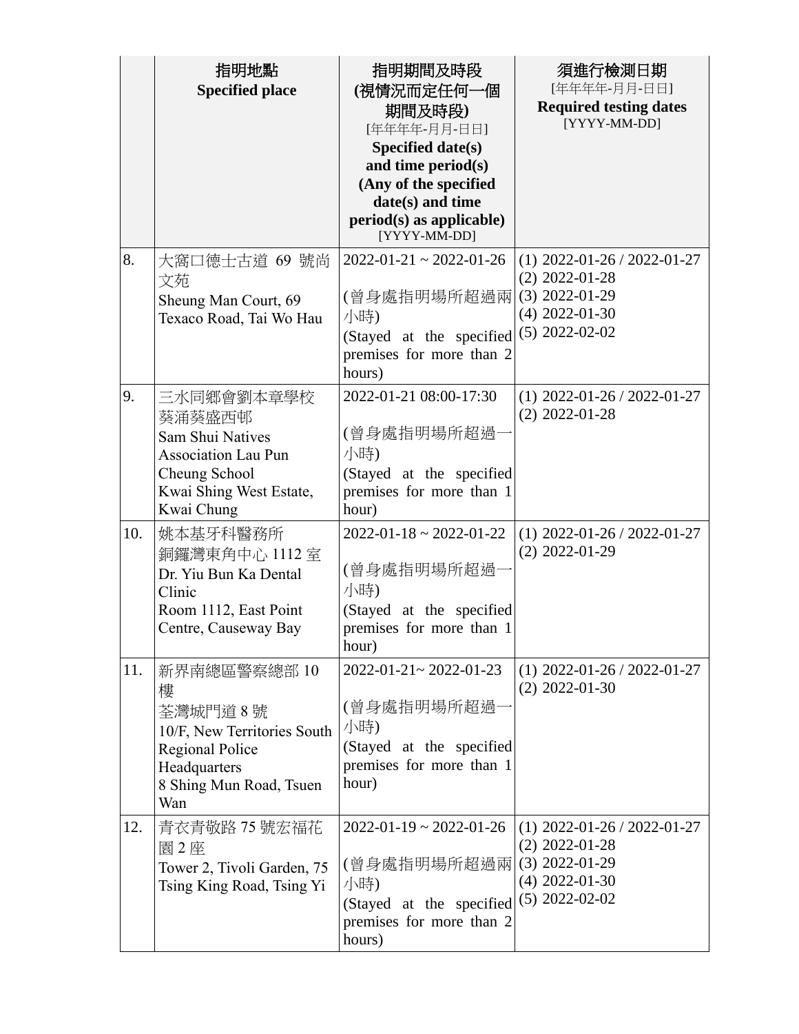| | 指明地點<br>**Specified place** | 指明期間及時段<br>**(視情況而定任何一個期間及時段)**<br>[年年年年-月月-日日]<br>**Specified date(s) and time period(s) (Any of the specified date(s) and time period(s) as applicable)**<br>[YYYY-MM-DD] | 須進行檢測日期<br>[年年年年-月月-日日]<br>**Required testing dates**<br>[YYYY-MM-DD] |
|---|---|---|---|
| 8. | 大窩口德士古道 69 號尚文苑<br>Sheung Man Court, 69 Texaco Road, Tai Wo Hau | 2022-01-21 ~ 2022-01-26<br><br>(曾身處指明場所超過兩小時)<br>(Stayed at the specified premises for more than 2 hours) | (1) 2022-01-26 / 2022-01-27<br>(2) 2022-01-28<br>(3) 2022-01-29<br>(4) 2022-01-30<br>(5) 2022-02-02 |
| 9. | 三水同鄉會劉本章學校<br>葵涌葵盛西邨<br>Sam Shui Natives Association Lau Pun Cheung School<br>Kwai Shing West Estate, Kwai Chung | 2022-01-21 08:00-17:30<br><br>(曾身處指明場所超過一小時)<br>(Stayed at the specified premises for more than 1 hour) | (1) 2022-01-26 / 2022-01-27<br>(2) 2022-01-28 |
| 10. | 姚本基牙科醫務所<br>銅鑼灣東角中心 1112 室<br>Dr. Yiu Bun Ka Dental Clinic<br>Room 1112, East Point Centre, Causeway Bay | 2022-01-18 ~ 2022-01-22<br><br>(曾身處指明場所超過一小時)<br>(Stayed at the specified premises for more than 1 hour) | (1) 2022-01-26 / 2022-01-27<br>(2) 2022-01-29 |
| 11. | 新界南總區警察總部 10 樓<br>荃灣城門道 8 號<br>10/F, New Territories South Regional Police Headquarters<br>8 Shing Mun Road, Tsuen Wan | 2022-01-21~ 2022-01-23<br><br>(曾身處指明場所超過一小時)<br>(Stayed at the specified premises for more than 1 hour) | (1) 2022-01-26 / 2022-01-27<br>(2) 2022-01-30 |
| 12. | 青衣青敬路 75 號宏福花園 2 座<br>Tower 2, Tivoli Garden, 75 Tsing King Road, Tsing Yi | 2022-01-19 ~ 2022-01-26<br><br>(曾身處指明場所超過兩小時)<br>(Stayed at the specified premises for more than 2 hours) | (1) 2022-01-26 / 2022-01-27<br>(2) 2022-01-28<br>(3) 2022-01-29<br>(4) 2022-01-30<br>(5) 2022-02-02 |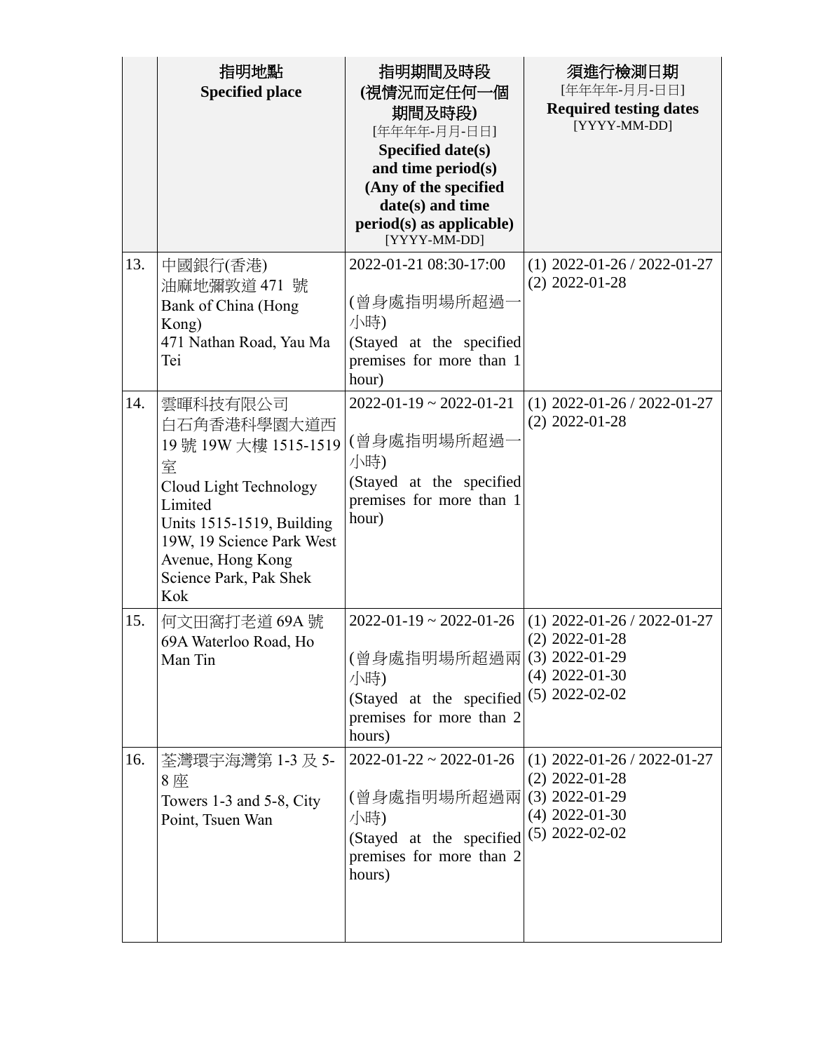| | 指明地點<br>**Specified place** | 指明期間及時段<br>**(視情況而定任何一個期間及時段)**<br>[年年年年-月月-日日]<br>**Specified date(s) and time period(s) (Any of the specified date(s) and time period(s) as applicable)**<br>[YYYY-MM-DD] | 須進行檢測日期<br>[年年年年-月月-日日]<br>**Required testing dates**<br>[YYYY-MM-DD] |
|---|---|---|---|
| 13. | 中國銀行(香港)<br>油麻地彌敦道 471 號<br>Bank of China (Hong Kong)<br>471 Nathan Road, Yau Ma Tei | 2022-01-21 08:30-17:00<br><br>(曾身處指明場所超過一小時)<br>(Stayed at the specified premises for more than 1 hour) | (1) 2022-01-26 / 2022-01-27<br>(2) 2022-01-28 |
| 14. | 雲暉科技有限公司<br>白石角香港科學園大道西 19 號 19W 大樓 1515-1519 室<br>Cloud Light Technology Limited<br>Units 1515-1519, Building 19W, 19 Science Park West Avenue, Hong Kong Science Park, Pak Shek Kok | 2022-01-19 ~ 2022-01-21<br><br>(曾身處指明場所超過一小時)<br>(Stayed at the specified premises for more than 1 hour) | (1) 2022-01-26 / 2022-01-27<br>(2) 2022-01-28 |
| 15. | 何文田窩打老道 69A 號<br>69A Waterloo Road, Ho Man Tin | 2022-01-19 ~ 2022-01-26<br><br>(曾身處指明場所超過兩小時)<br>(Stayed at the specified premises for more than 2 hours) | (1) 2022-01-26 / 2022-01-27<br>(2) 2022-01-28<br>(3) 2022-01-29<br>(4) 2022-01-30<br>(5) 2022-02-02 |
| 16. | 荃灣環宇海灣第 1-3 及 5-8 座<br>Towers 1-3 and 5-8, City Point, Tsuen Wan | 2022-01-22 ~ 2022-01-26<br><br>(曾身處指明場所超過兩小時)<br>(Stayed at the specified premises for more than 2 hours) | (1) 2022-01-26 / 2022-01-27<br>(2) 2022-01-28<br>(3) 2022-01-29<br>(4) 2022-01-30<br>(5) 2022-02-02 |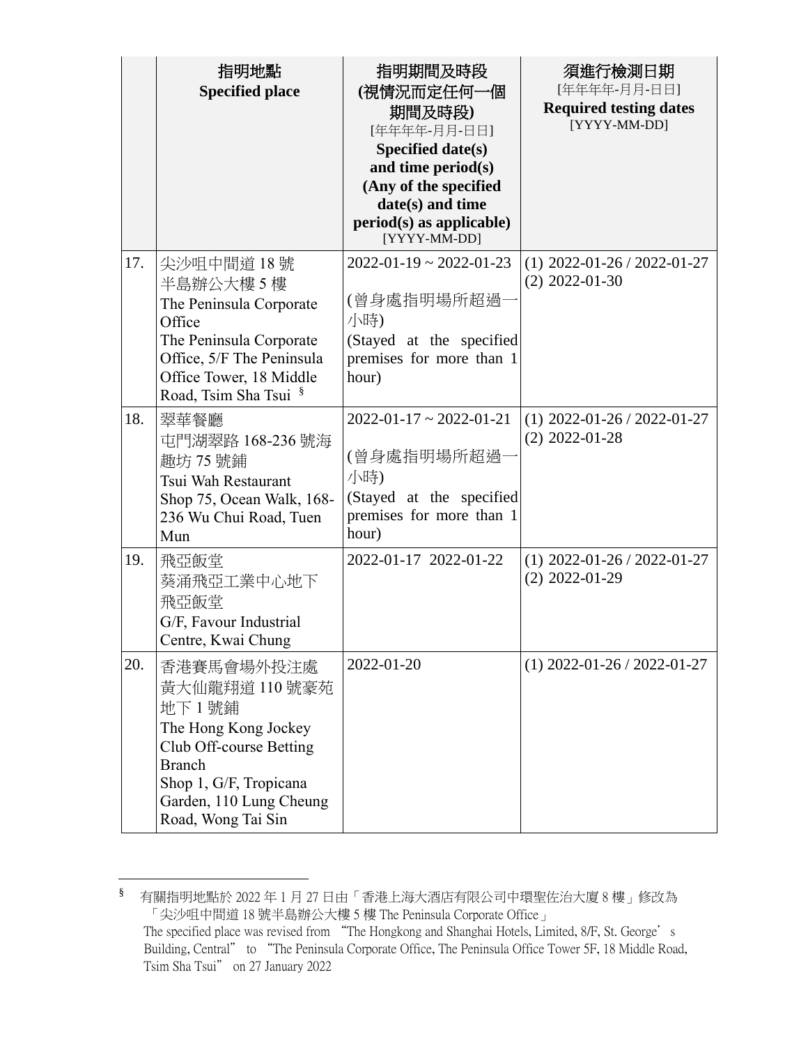| | 指明地點<br>**Specified place** | 指明期間及時段<br>**(視情況而定任何一個期間及時段)**<br>[年年年年-月月-日日]<br>**Specified date(s) and time period(s) (Any of the specified date(s) and time period(s) as applicable)**<br>[YYYY-MM-DD] | 須進行檢測日期<br>[年年年年-月月-日日]<br>**Required testing dates**<br>[YYYY-MM-DD] |
|---|---|---|---|
| 17. | 尖沙咀中間道 18 號半島辦公大樓 5 樓<br>The Peninsula Corporate Office<br>The Peninsula Corporate Office, 5/F The Peninsula Office Tower, 18 Middle Road, Tsim Sha Tsui [§] | 2022-01-19 ~ 2022-01-23<br>(曾身處指明場所超過一小時)<br>(Stayed at the specified premises for more than 1 hour) | (1) 2022-01-26 / 2022-01-27<br>(2) 2022-01-30 |
| 18. | 翠華餐廳<br>屯門湖翠路 168-236 號海趣坊 75 號鋪<br>Tsui Wah Restaurant<br>Shop 75, Ocean Walk, 168-236 Wu Chui Road, Tuen Mun | 2022-01-17 ~ 2022-01-21<br>(曾身處指明場所超過一小時)<br>(Stayed at the specified premises for more than 1 hour) | (1) 2022-01-26 / 2022-01-27<br>(2) 2022-01-28 |
| 19. | 飛亞飯堂<br>葵涌飛亞工業中心地下<br>飛亞飯堂<br>G/F, Favour Industrial Centre, Kwai Chung | 2022-01-17 2022-01-22 | (1) 2022-01-26 / 2022-01-27<br>(2) 2022-01-29 |
| 20. | 香港賽馬會場外投注處<br>黃大仙龍翔道 110 號豪苑地下 1 號鋪<br>The Hong Kong Jockey Club Off-course Betting Branch<br>Shop 1, G/F, Tropicana Garden, 110 Lung Cheung Road, Wong Tai Sin | 2022-01-20 | (1) 2022-01-26 / 2022-01-27 |

§ 有關指明地點於 2022 年 1 月 27 日由「香港上海大酒店有限公司中環聖佐治大廈 8 樓」修改為「尖沙咀中間道 18 號半島辦公大樓 5 樓 The Peninsula Corporate Office」
The specified place was revised from "The Hongkong and Shanghai Hotels, Limited, 8/F, St. George's Building, Central" to "The Peninsula Corporate Office, The Peninsula Office Tower 5F, 18 Middle Road, Tsim Sha Tsui" on 27 January 2022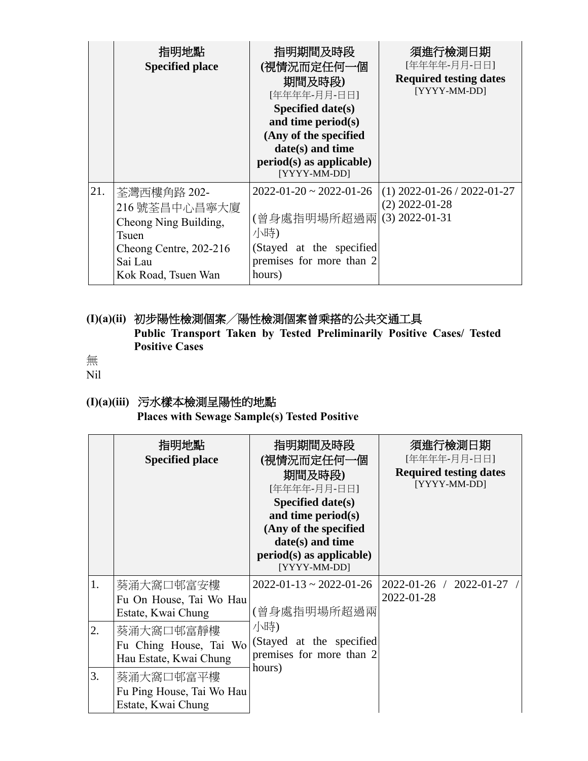| | 指明地點<br>Specified place | 指明期間及時段<br>(視情況而定任何一個期間及時段)<br>[年年年年-月月-日日]<br>Specified date(s) and time period(s)<br>(Any of the specified date(s) and time period(s) as applicable)<br>[YYYY-MM-DD] | 須進行檢測日期<br>[年年年年-月月-日日]<br>Required testing dates<br>[YYYY-MM-DD] |
|---|---|---|---|
| 21. | 荃灣西樓角路 202-216 號荃昌中心昌寧大廈<br>Cheong Ning Building, Tsuen Cheong Centre, 202-216 Sai Lau Kok Road, Tsuen Wan | 2022-01-20 ~ 2022-01-26<br><br>(曾身處指明場所超過兩小時)<br>(Stayed at the specified premises for more than 2 hours) | (1) 2022-01-26 / 2022-01-27<br>(2) 2022-01-28<br>(3) 2022-01-31 |

### (I)(a)(ii) 初步陽性檢測個案╱陽性檢測個案曾乘搭的公共交通工具 Public Transport Taken by Tested Preliminarily Positive Cases/ Tested Positive Cases

無

Nil

### (I)(a)(iii) 污水樣本檢測呈陽性的地點 Places with Sewage Sample(s) Tested Positive

| | 指明地點<br>Specified place | 指明期間及時段<br>(視情況而定任何一個期間及時段)<br>[年年年年-月月-日日]<br>Specified date(s) and time period(s)<br>(Any of the specified date(s) and time period(s) as applicable)<br>[YYYY-MM-DD] | 須進行檢測日期<br>[年年年年-月月-日日]<br>Required testing dates<br>[YYYY-MM-DD] |
|---|---|---|---|
| 1. | 葵涌大窩口邨富安樓<br>Fu On House, Tai Wo Hau Estate, Kwai Chung | 2022-01-13 ~ 2022-01-26<br><br>(曾身處指明場所超過兩小時)<br>(Stayed at the specified premises for more than 2 hours) | 2022-01-26 / 2022-01-27 / 2022-01-28 |
| 2. | 葵涌大窩口邨富靜樓<br>Fu Ching House, Tai Wo Hau Estate, Kwai Chung | | |
| 3. | 葵涌大窩口邨富平樓<br>Fu Ping House, Tai Wo Hau Estate, Kwai Chung | | |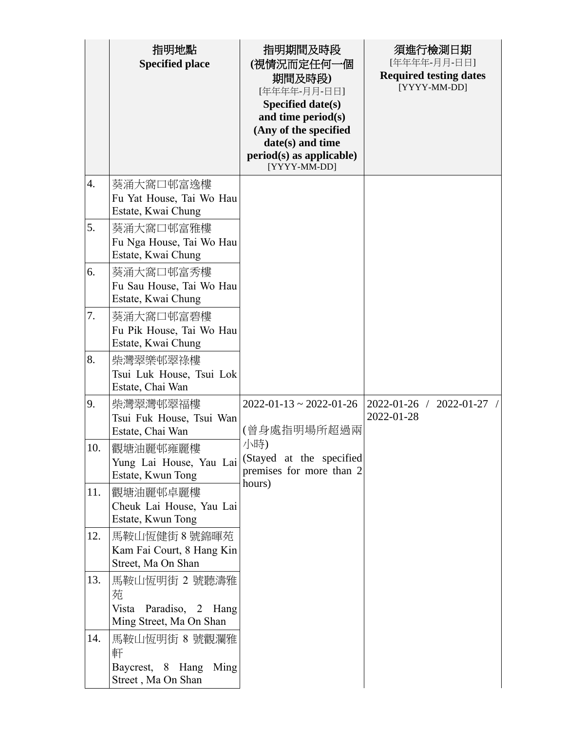| | 指明地點<br>**Specified place** | 指明期間及時段<br>**(視情況而定任何一個期間及時段)**<br>[年年年年-月月-日日]<br>**Specified date(s) and time period(s) (Any of the specified date(s) and time period(s) as applicable)**<br>[YYYY-MM-DD] | 須進行檢測日期<br>[年年年年-月月-日日]<br>**Required testing dates**<br>[YYYY-MM-DD] |
|---|---|---|---|
| 4. | 葵涌大窩口邨富逸樓<br>Fu Yat House, Tai Wo Hau Estate, Kwai Chung | | |
| 5. | 葵涌大窩口邨富雅樓<br>Fu Nga House, Tai Wo Hau Estate, Kwai Chung | | |
| 6. | 葵涌大窩口邨富秀樓<br>Fu Sau House, Tai Wo Hau Estate, Kwai Chung | | |
| 7. | 葵涌大窩口邨富碧樓<br>Fu Pik House, Tai Wo Hau Estate, Kwai Chung | | |
| 8. | 柴灣翠樂邨翠祿樓<br>Tsui Luk House, Tsui Lok Estate, Chai Wan | | |
| 9. | 柴灣翠灣邨翠福樓<br>Tsui Fuk House, Tsui Wan Estate, Chai Wan | 2022-01-13 ~ 2022-01-26<br><br>(曾身處指明場所超過兩小時)<br>(Stayed at the specified premises for more than 2 hours) | 2022-01-26 / 2022-01-27 / 2022-01-28 |
| 10. | 觀塘油麗邨雍麗樓<br>Yung Lai House, Yau Lai Estate, Kwun Tong | | |
| 11. | 觀塘油麗邨卓麗樓<br>Cheuk Lai House, Yau Lai Estate, Kwun Tong | | |
| 12. | 馬鞍山恆健街 8 號錦暉苑<br>Kam Fai Court, 8 Hang Kin Street, Ma On Shan | | |
| 13. | 馬鞍山恆明街 2 號聽濤雅苑<br>Vista Paradiso, 2 Hang Ming Street, Ma On Shan | | |
| 14. | 馬鞍山恆明街 8 號觀瀾雅軒<br>Baycrest, 8 Hang Ming Street , Ma On Shan | | |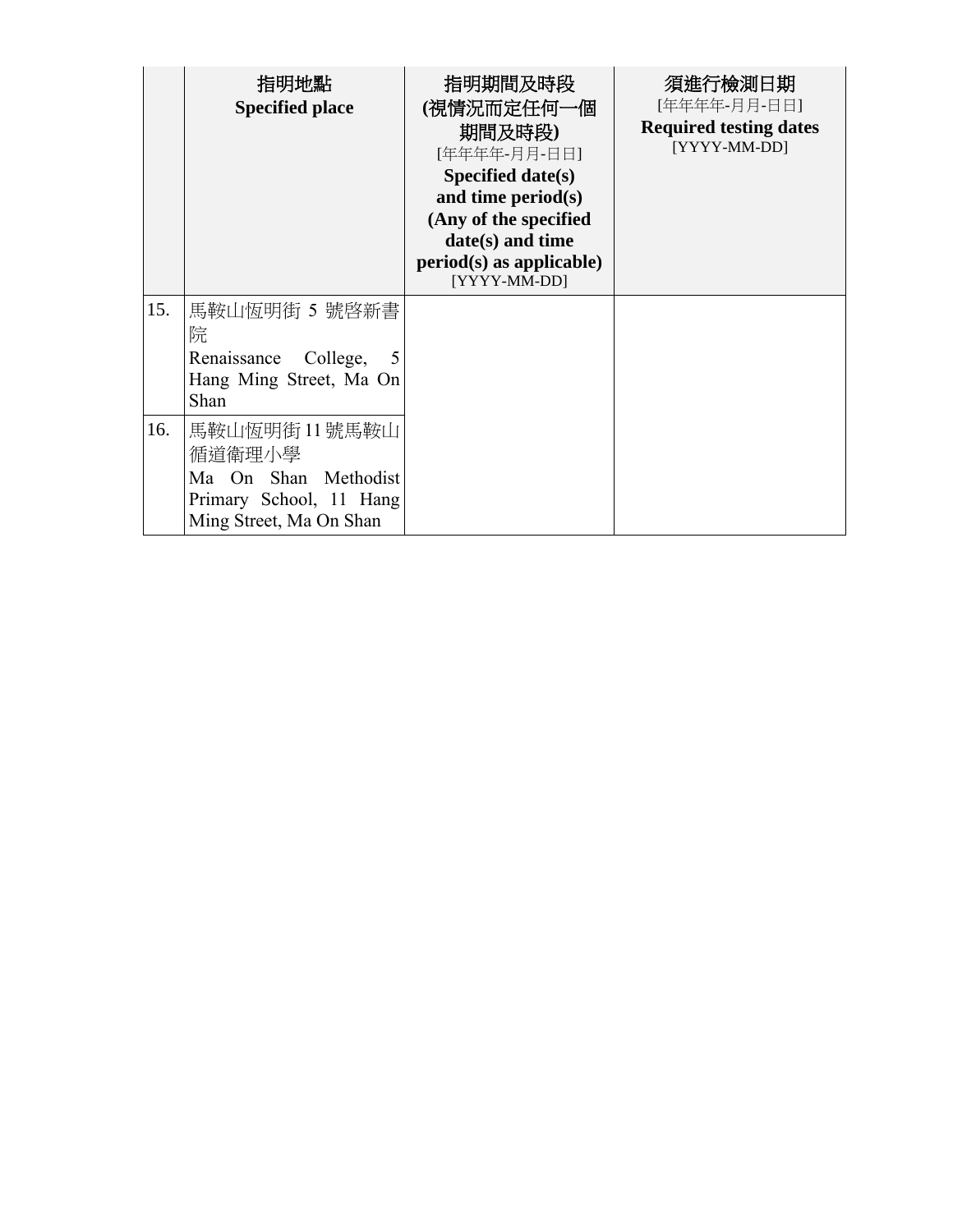| | 指明地點<br>**Specified place** | 指明期間及時段<br>**(視情況而定任何一個期間及時段)**<br>[年年年年-月月-日日]<br>**Specified date(s) and time period(s) (Any of the specified date(s) and time period(s) as applicable)**<br>[YYYY-MM-DD] | 須進行檢測日期<br>[年年年年-月月-日日]<br>**Required testing dates**<br>[YYYY-MM-DD] |
|---|---|---|---|
| 15. | 馬鞍山恆明街 5 號啓新書院<br>Renaissance College, 5 Hang Ming Street, Ma On Shan | | |
| 16. | 馬鞍山恆明街 11 號馬鞍山循道衛理小學<br>Ma On Shan Methodist Primary School, 11 Hang Ming Street, Ma On Shan | | |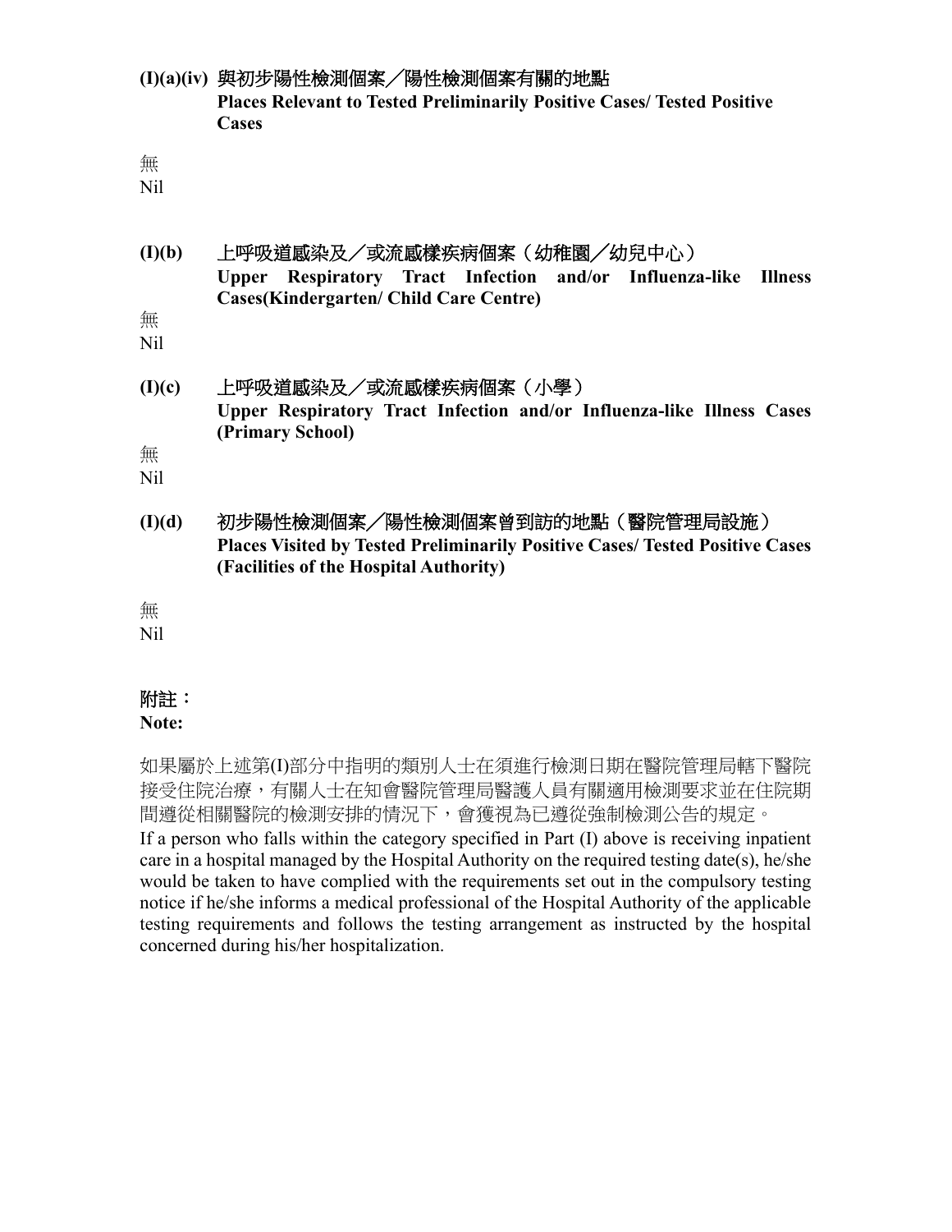**(I)(a)(iv) 與初步陽性檢測個案／陽性檢測個案有關的地點**
**Places Relevant to Tested Preliminarily Positive Cases/ Tested Positive Cases**

無
Nil

**(I)(b) 上呼吸道感染及／或流感樣疾病個案（幼稚園／幼兒中心）**
**Upper Respiratory Tract Infection and/or Influenza-like Illness Cases(Kindergarten/ Child Care Centre)**

無
Nil

**(I)(c) 上呼吸道感染及／或流感樣疾病個案（小學）**
**Upper Respiratory Tract Infection and/or Influenza-like Illness Cases (Primary School)**

無
Nil

**(I)(d) 初步陽性檢測個案／陽性檢測個案曾到訪的地點（醫院管理局設施）**
**Places Visited by Tested Preliminarily Positive Cases/ Tested Positive Cases (Facilities of the Hospital Authority)**

無
Nil

**附註：**
**Note:**

如果屬於上述第(I)部分中指明的類別人士在須進行檢測日期在醫院管理局轄下醫院接受住院治療，有關人士在知會醫院管理局醫護人員有關適用檢測要求並在住院期間遵從相關醫院的檢測安排的情況下，會獲視為已遵從強制檢測公告的規定。

If a person who falls within the category specified in Part (I) above is receiving inpatient care in a hospital managed by the Hospital Authority on the required testing date(s), he/she would be taken to have complied with the requirements set out in the compulsory testing notice if he/she informs a medical professional of the Hospital Authority of the applicable testing requirements and follows the testing arrangement as instructed by the hospital concerned during his/her hospitalization.